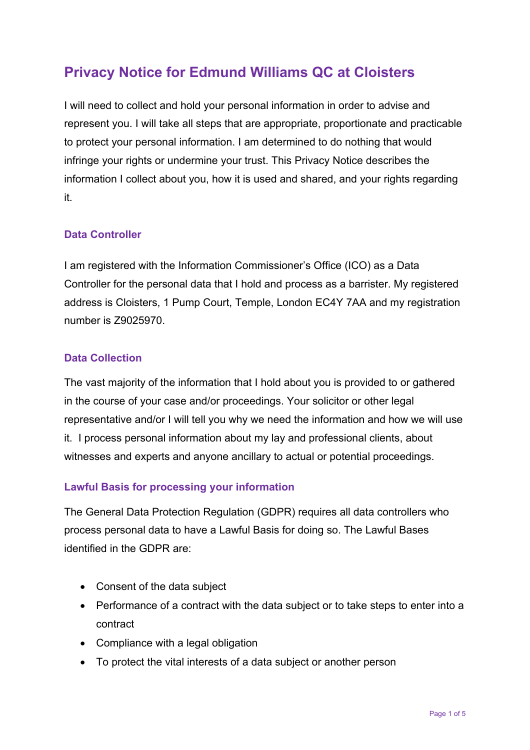# Privacy Notice for Edmund Williams QC at Cloisters

I will need to collect and hold your personal information in order to advise and represent you. I will take all steps that are appropriate, proportionate and practicable to protect your personal information. I am determined to do nothing that would infringe your rights or undermine your trust. This Privacy Notice describes the information I collect about you, how it is used and shared, and your rights regarding it.

## Data Controller

I am registered with the Information Commissioner's Office (ICO) as a Data Controller for the personal data that I hold and process as a barrister. My registered address is Cloisters, 1 Pump Court, Temple, London EC4Y 7AA and my registration number is Z9025970.

## Data Collection

The vast majority of the information that I hold about you is provided to or gathered in the course of your case and/or proceedings. Your solicitor or other legal representative and/or I will tell you why we need the information and how we will use it. I process personal information about my lay and professional clients, about witnesses and experts and anyone ancillary to actual or potential proceedings.

## Lawful Basis for processing your information

The General Data Protection Regulation (GDPR) requires all data controllers who process personal data to have a Lawful Basis for doing so. The Lawful Bases identified in the GDPR are:

- Consent of the data subject
- Performance of a contract with the data subject or to take steps to enter into a contract
- Compliance with a legal obligation
- To protect the vital interests of a data subject or another person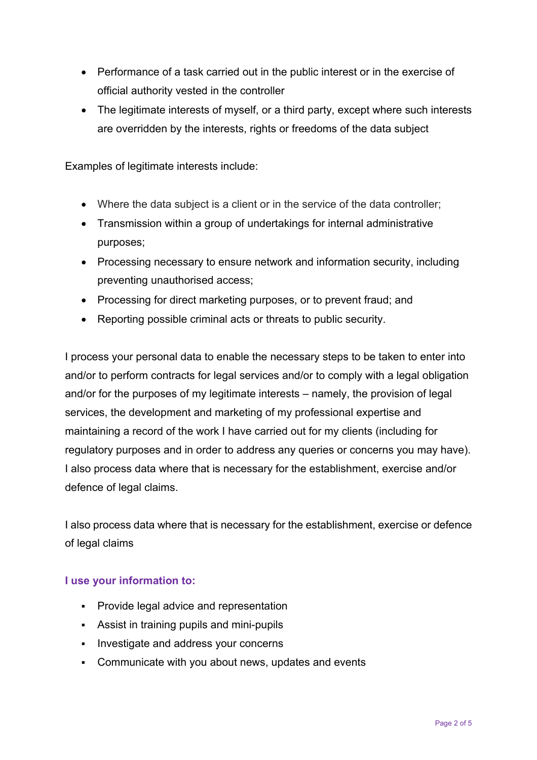- Performance of a task carried out in the public interest or in the exercise of official authority vested in the controller
- The legitimate interests of myself, or a third party, except where such interests are overridden by the interests, rights or freedoms of the data subject

Examples of legitimate interests include:

- Where the data subject is a client or in the service of the data controller;
- Transmission within a group of undertakings for internal administrative purposes;
- Processing necessary to ensure network and information security, including preventing unauthorised access;
- Processing for direct marketing purposes, or to prevent fraud; and
- Reporting possible criminal acts or threats to public security.

I process your personal data to enable the necessary steps to be taken to enter into and/or to perform contracts for legal services and/or to comply with a legal obligation and/or for the purposes of my legitimate interests – namely, the provision of legal services, the development and marketing of my professional expertise and maintaining a record of the work I have carried out for my clients (including for regulatory purposes and in order to address any queries or concerns you may have). I also process data where that is necessary for the establishment, exercise and/or defence of legal claims.

I also process data where that is necessary for the establishment, exercise or defence of legal claims

### I use your information to:

- Provide legal advice and representation
- Assist in training pupils and mini-pupils
- Investigate and address your concerns
- Communicate with you about news, updates and events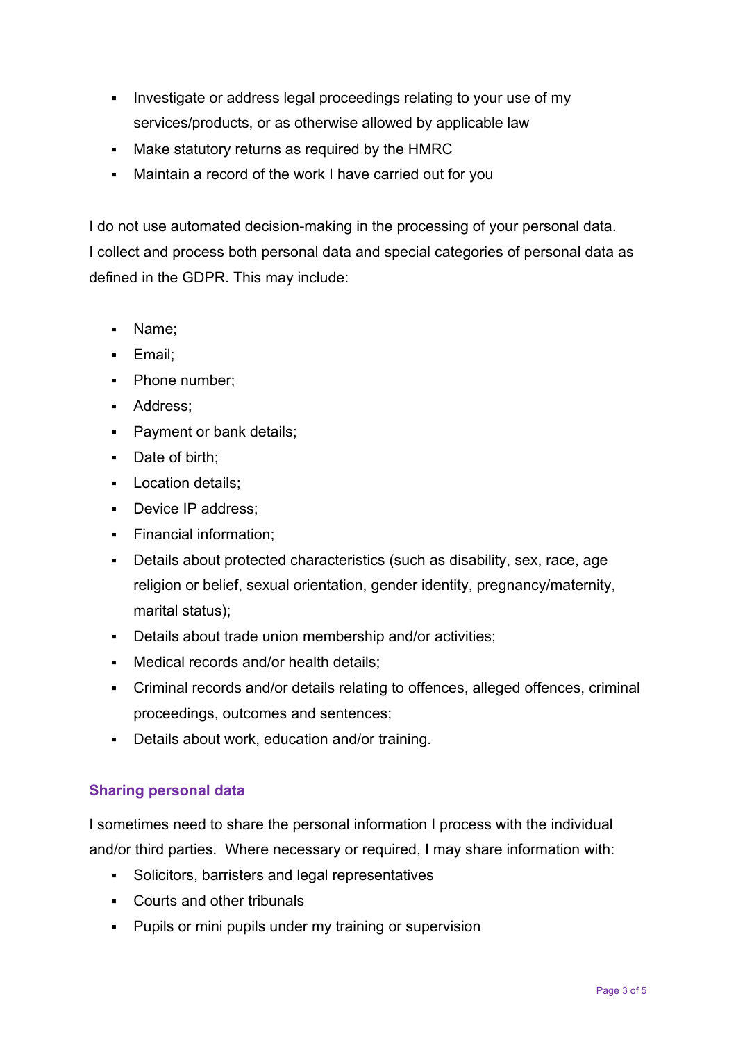- Investigate or address legal proceedings relating to your use of my services/products, or as otherwise allowed by applicable law
- Make statutory returns as required by the HMRC
- Maintain a record of the work I have carried out for you

I do not use automated decision-making in the processing of your personal data. I collect and process both personal data and special categories of personal data as defined in the GDPR. This may include:

- Name;
- Email;
- Phone number;
- Address;
- Payment or bank details;
- Date of birth;
- Location details;
- Device IP address;
- Financial information;
- Details about protected characteristics (such as disability, sex, race, age religion or belief, sexual orientation, gender identity, pregnancy/maternity, marital status);
- Details about trade union membership and/or activities;
- Medical records and/or health details;
- Criminal records and/or details relating to offences, alleged offences, criminal proceedings, outcomes and sentences;
- Details about work, education and/or training.

## Sharing personal data

I sometimes need to share the personal information I process with the individual and/or third parties. Where necessary or required, I may share information with:

- Solicitors, barristers and legal representatives
- Courts and other tribunals
- Pupils or mini pupils under my training or supervision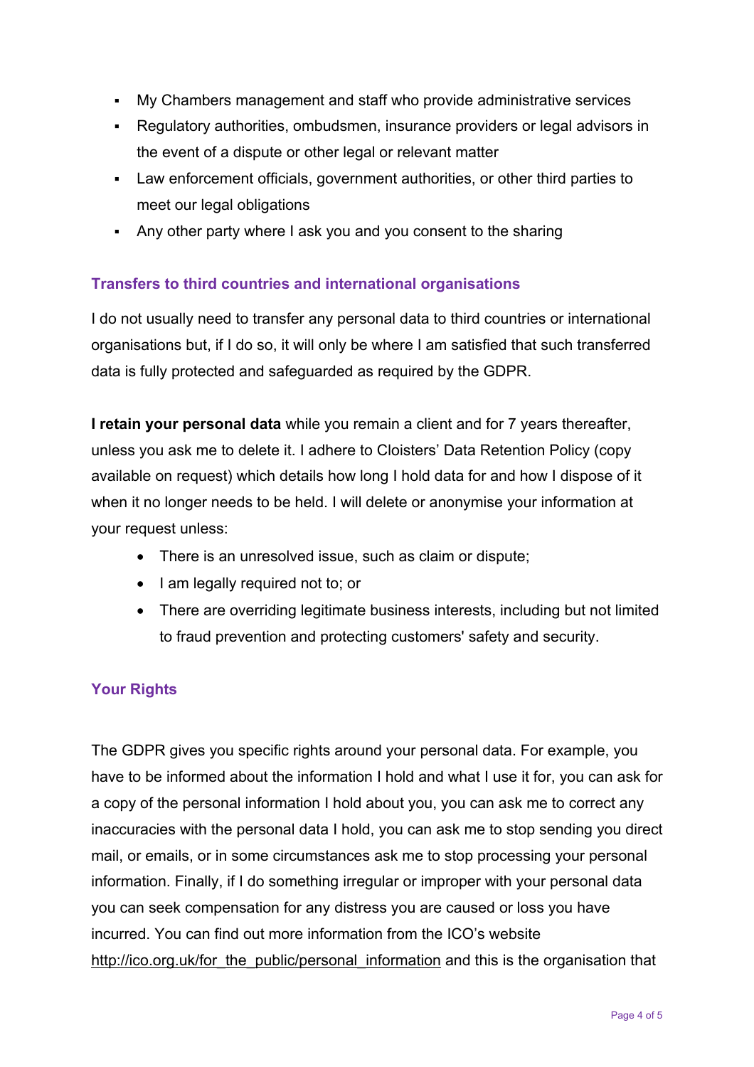- My Chambers management and staff who provide administrative services
- Regulatory authorities, ombudsmen, insurance providers or legal advisors in the event of a dispute or other legal or relevant matter
- Law enforcement officials, government authorities, or other third parties to meet our legal obligations
- Any other party where I ask you and you consent to the sharing

## Transfers to third countries and international organisations

I do not usually need to transfer any personal data to third countries or international organisations but, if I do so, it will only be where I am satisfied that such transferred data is fully protected and safeguarded as required by the GDPR.

**I retain your personal data** while you remain a client and for 7 years thereafter, unless you ask me to delete it. I adhere to Cloisters' Data Retention Policy (copy available on request) which details how long I hold data for and how I dispose of it when it no longer needs to be held. I will delete or anonymise your information at your request unless:

- There is an unresolved issue, such as claim or dispute;
- I am legally required not to; or
- There are overriding legitimate business interests, including but not limited to fraud prevention and protecting customers' safety and security.

## Your Rights

The GDPR gives you specific rights around your personal data. For example, you have to be informed about the information I hold and what I use it for, you can ask for a copy of the personal information I hold about you, you can ask me to correct any inaccuracies with the personal data I hold, you can ask me to stop sending you direct mail, or emails, or in some circumstances ask me to stop processing your personal information. Finally, if I do something irregular or improper with your personal data you can seek compensation for any distress you are caused or loss you have incurred. You can find out more information from the ICO's website http://ico.org.uk/for_the_public/personal_information and this is the organisation that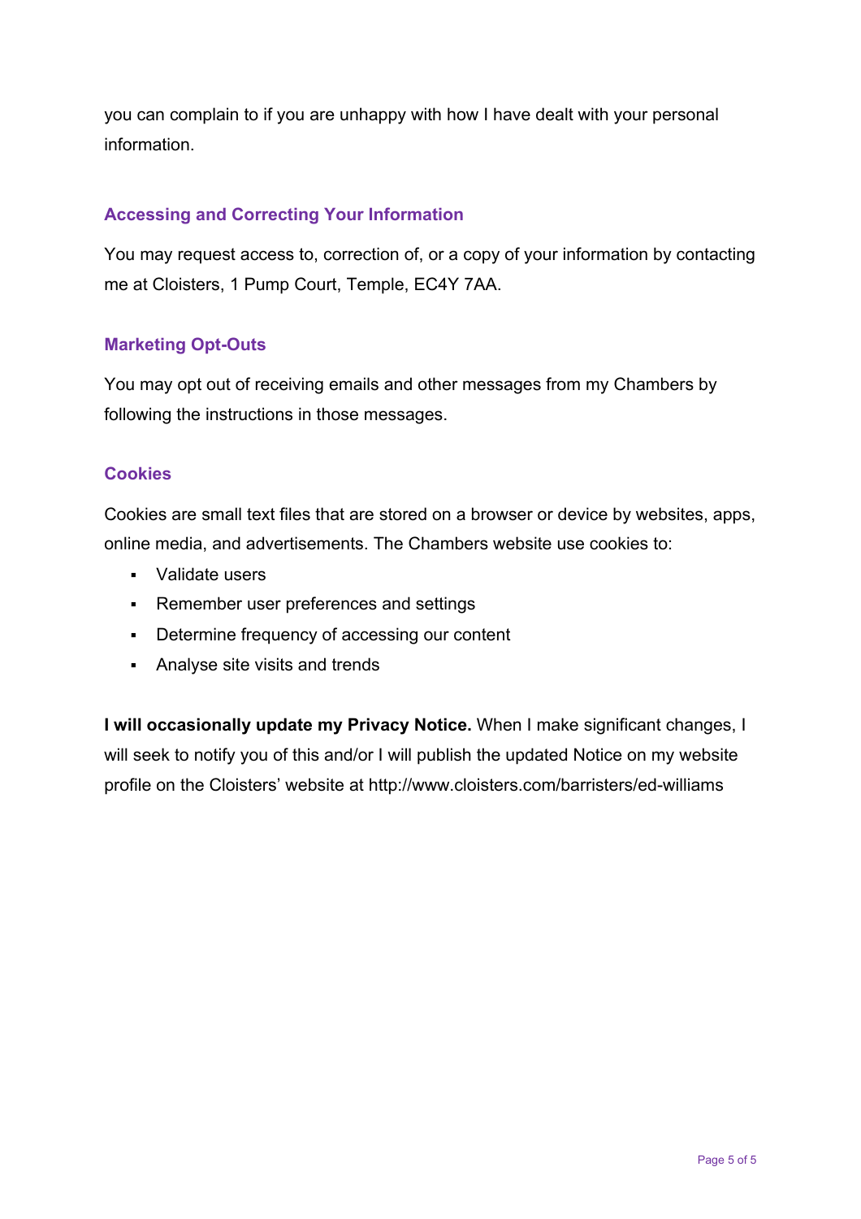you can complain to if you are unhappy with how I have dealt with your personal information.

### Accessing and Correcting Your Information

You may request access to, correction of, or a copy of your information by contacting me at Cloisters, 1 Pump Court, Temple, EC4Y 7AA.

### Marketing Opt-Outs

You may opt out of receiving emails and other messages from my Chambers by following the instructions in those messages.

### Cookies

Cookies are small text files that are stored on a browser or device by websites, apps, online media, and advertisements. The Chambers website use cookies to:

- Validate users
- Remember user preferences and settings
- Determine frequency of accessing our content
- Analyse site visits and trends

**I will occasionally update my Privacy Notice.** When I make significant changes, I will seek to notify you of this and/or I will publish the updated Notice on my website profile on the Cloisters' website at http://www.cloisters.com/barristers/ed-williams